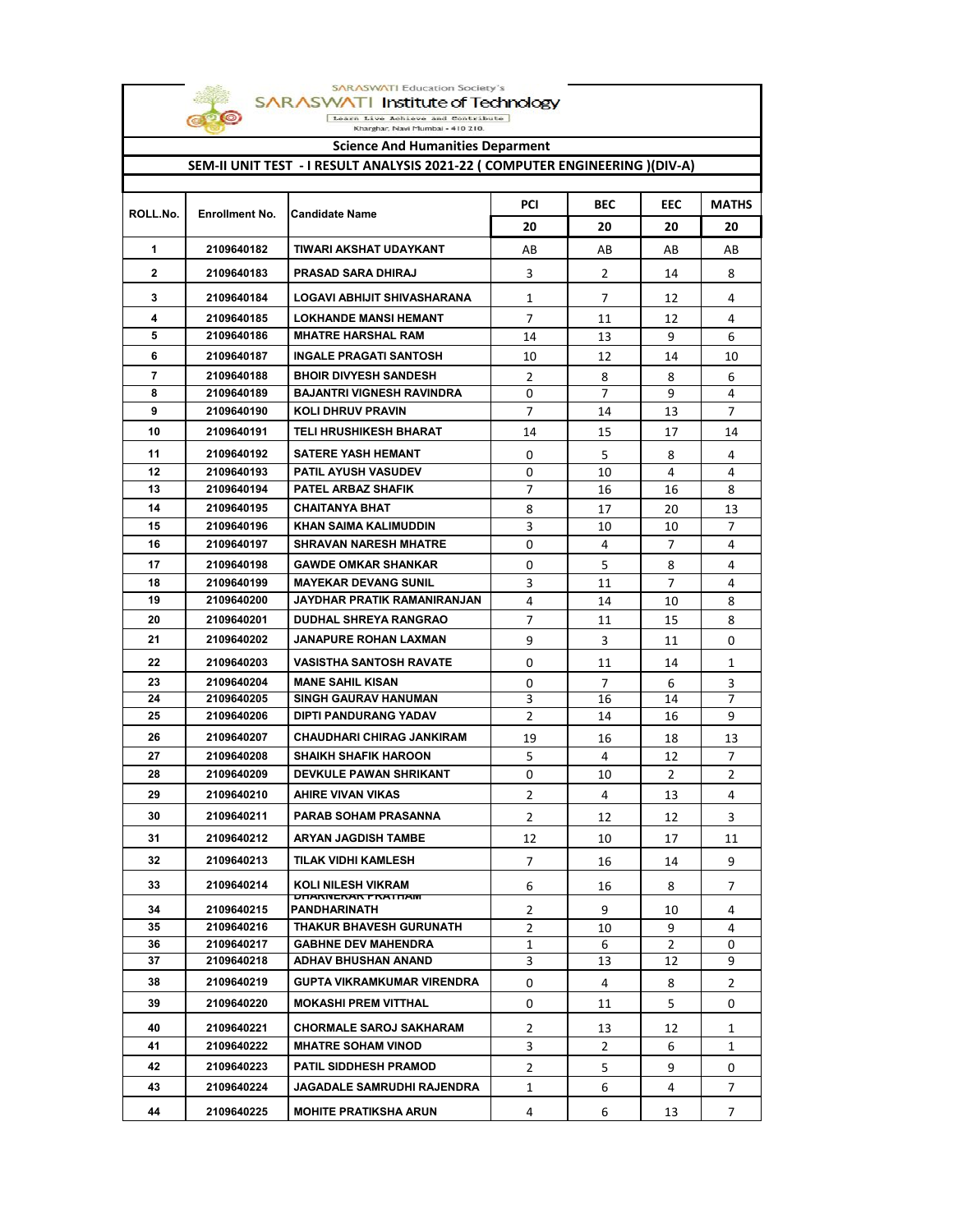SARASWATI Education Society's

SARASWATI Institute of Technology

Learn Live Achieve and Contribute

Kharghar, Navi Mumbai - 410 210.

## Science And Humanities Deparment

### SEM-II UNIT TEST - I RESULT ANALYSIS 2021-22 ( COMPUTER ENGINEERING )(DIV-A)

| ROLL.No. | Enrollment No. | Candidate Name | PCI | BEC | EEC | MATHS |
|---|---|---|---|---|---|---|
| | | | 20 | 20 | 20 | 20 |
| 1 | 2109640182 | TIWARI AKSHAT UDAYKANT | AB | AB | AB | AB |
| 2 | 2109640183 | PRASAD SARA DHIRAJ | 3 | 2 | 14 | 8 |
| 3 | 2109640184 | LOGAVI ABHIJIT SHIVASHARANA | 1 | 7 | 12 | 4 |
| 4 | 2109640185 | LOKHANDE MANSI HEMANT | 7 | 11 | 12 | 4 |
| 5 | 2109640186 | MHATRE HARSHAL RAM | 14 | 13 | 9 | 6 |
| 6 | 2109640187 | INGALE PRAGATI SANTOSH | 10 | 12 | 14 | 10 |
| 7 | 2109640188 | BHOIR DIVYESH SANDESH | 2 | 8 | 8 | 6 |
| 8 | 2109640189 | BAJANTRI VIGNESH RAVINDRA | 0 | 7 | 9 | 4 |
| 9 | 2109640190 | KOLI DHRUV PRAVIN | 7 | 14 | 13 | 7 |
| 10 | 2109640191 | TELI HRUSHIKESH BHARAT | 14 | 15 | 17 | 14 |
| 11 | 2109640192 | SATERE YASH HEMANT | 0 | 5 | 8 | 4 |
| 12 | 2109640193 | PATIL AYUSH VASUDEV | 0 | 10 | 4 | 4 |
| 13 | 2109640194 | PATEL ARBAZ SHAFIK | 7 | 16 | 16 | 8 |
| 14 | 2109640195 | CHAITANYA BHAT | 8 | 17 | 20 | 13 |
| 15 | 2109640196 | KHAN SAIMA KALIMUDDIN | 3 | 10 | 10 | 7 |
| 16 | 2109640197 | SHRAVAN NARESH MHATRE | 0 | 4 | 7 | 4 |
| 17 | 2109640198 | GAWDE OMKAR SHANKAR | 0 | 5 | 8 | 4 |
| 18 | 2109640199 | MAYEKAR DEVANG SUNIL | 3 | 11 | 7 | 4 |
| 19 | 2109640200 | JAYDHAR PRATIK RAMANIRANJAN | 4 | 14 | 10 | 8 |
| 20 | 2109640201 | DUDHAL SHREYA RANGRAO | 7 | 11 | 15 | 8 |
| 21 | 2109640202 | JANAPURE ROHAN LAXMAN | 9 | 3 | 11 | 0 |
| 22 | 2109640203 | VASISTHA SANTOSH RAVATE | 0 | 11 | 14 | 1 |
| 23 | 2109640204 | MANE SAHIL KISAN | 0 | 7 | 6 | 3 |
| 24 | 2109640205 | SINGH GAURAV HANUMAN | 3 | 16 | 14 | 7 |
| 25 | 2109640206 | DIPTI PANDURANG YADAV | 2 | 14 | 16 | 9 |
| 26 | 2109640207 | CHAUDHARI CHIRAG JANKIRAM | 19 | 16 | 18 | 13 |
| 27 | 2109640208 | SHAIKH SHAFIK HAROON | 5 | 4 | 12 | 7 |
| 28 | 2109640209 | DEVKULE PAWAN SHRIKANT | 0 | 10 | 2 | 2 |
| 29 | 2109640210 | AHIRE VIVAN VIKAS | 2 | 4 | 13 | 4 |
| 30 | 2109640211 | PARAB SOHAM PRASANNA | 2 | 12 | 12 | 3 |
| 31 | 2109640212 | ARYAN JAGDISH TAMBE | 12 | 10 | 17 | 11 |
| 32 | 2109640213 | TILAK VIDHI KAMLESH | 7 | 16 | 14 | 9 |
| 33 | 2109640214 | KOLI NILESH VIKRAM | 6 | 16 | 8 | 7 |
| 34 | 2109640215 | DHARNEKAR PRATHAM PANDHARINATH | 2 | 9 | 10 | 4 |
| 35 | 2109640216 | THAKUR BHAVESH GURUNATH | 2 | 10 | 9 | 4 |
| 36 | 2109640217 | GABHNE DEV MAHENDRA | 1 | 6 | 2 | 0 |
| 37 | 2109640218 | ADHAV BHUSHAN ANAND | 3 | 13 | 12 | 9 |
| 38 | 2109640219 | GUPTA VIKRAMKUMAR VIRENDRA | 0 | 4 | 8 | 2 |
| 39 | 2109640220 | MOKASHI PREM VITTHAL | 0 | 11 | 5 | 0 |
| 40 | 2109640221 | CHORMALE SAROJ SAKHARAM | 2 | 13 | 12 | 1 |
| 41 | 2109640222 | MHATRE SOHAM VINOD | 3 | 2 | 6 | 1 |
| 42 | 2109640223 | PATIL SIDDHESH PRAMOD | 2 | 5 | 9 | 0 |
| 43 | 2109640224 | JAGADALE SAMRUDHI RAJENDRA | 1 | 6 | 4 | 7 |
| 44 | 2109640225 | MOHITE PRATIKSHA ARUN | 4 | 6 | 13 | 7 |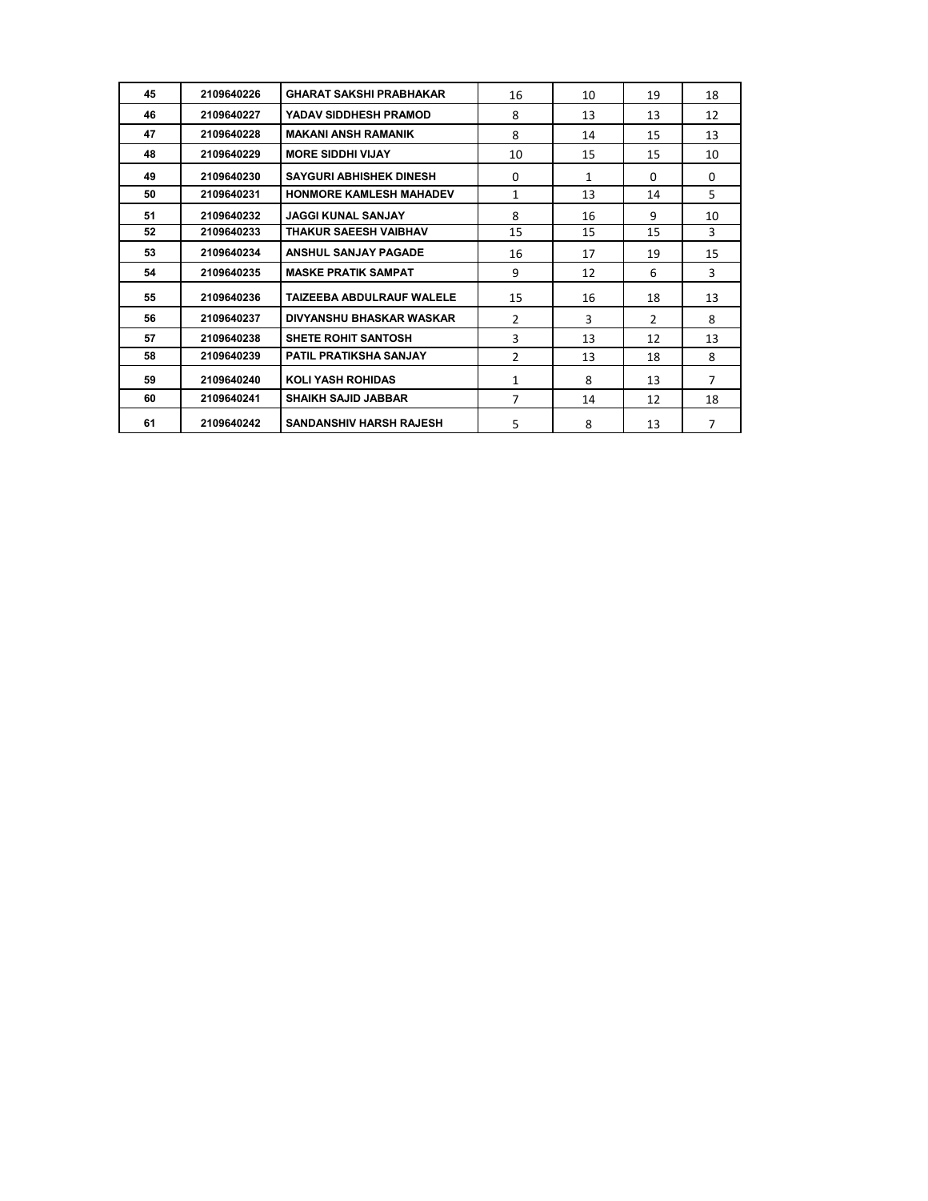| 45 | 2109640226 | GHARAT SAKSHI PRABHAKAR | 16 | 10 | 19 | 18 |
|---|---|---|---|---|---|---|
| 46 | 2109640227 | YADAV SIDDHESH PRAMOD | 8 | 13 | 13 | 12 |
| 47 | 2109640228 | MAKANI ANSH RAMANIK | 8 | 14 | 15 | 13 |
| 48 | 2109640229 | MORE SIDDHI VIJAY | 10 | 15 | 15 | 10 |
| 49 | 2109640230 | SAYGURI ABHISHEK DINESH | 0 | 1 | 0 | 0 |
| 50 | 2109640231 | HONMORE KAMLESH MAHADEV | 1 | 13 | 14 | 5 |
| 51 | 2109640232 | JAGGI KUNAL SANJAY | 8 | 16 | 9 | 10 |
| 52 | 2109640233 | THAKUR SAEESH VAIBHAV | 15 | 15 | 15 | 3 |
| 53 | 2109640234 | ANSHUL SANJAY PAGADE | 16 | 17 | 19 | 15 |
| 54 | 2109640235 | MASKE PRATIK SAMPAT | 9 | 12 | 6 | 3 |
| 55 | 2109640236 | TAIZEEBA ABDULRAUF WALELE | 15 | 16 | 18 | 13 |
| 56 | 2109640237 | DIVYANSHU BHASKAR WASKAR | 2 | 3 | 2 | 8 |
| 57 | 2109640238 | SHETE ROHIT SANTOSH | 3 | 13 | 12 | 13 |
| 58 | 2109640239 | PATIL PRATIKSHA SANJAY | 2 | 13 | 18 | 8 |
| 59 | 2109640240 | KOLI YASH ROHIDAS | 1 | 8 | 13 | 7 |
| 60 | 2109640241 | SHAIKH SAJID JABBAR | 7 | 14 | 12 | 18 |
| 61 | 2109640242 | SANDANSHIV HARSH RAJESH | 5 | 8 | 13 | 7 |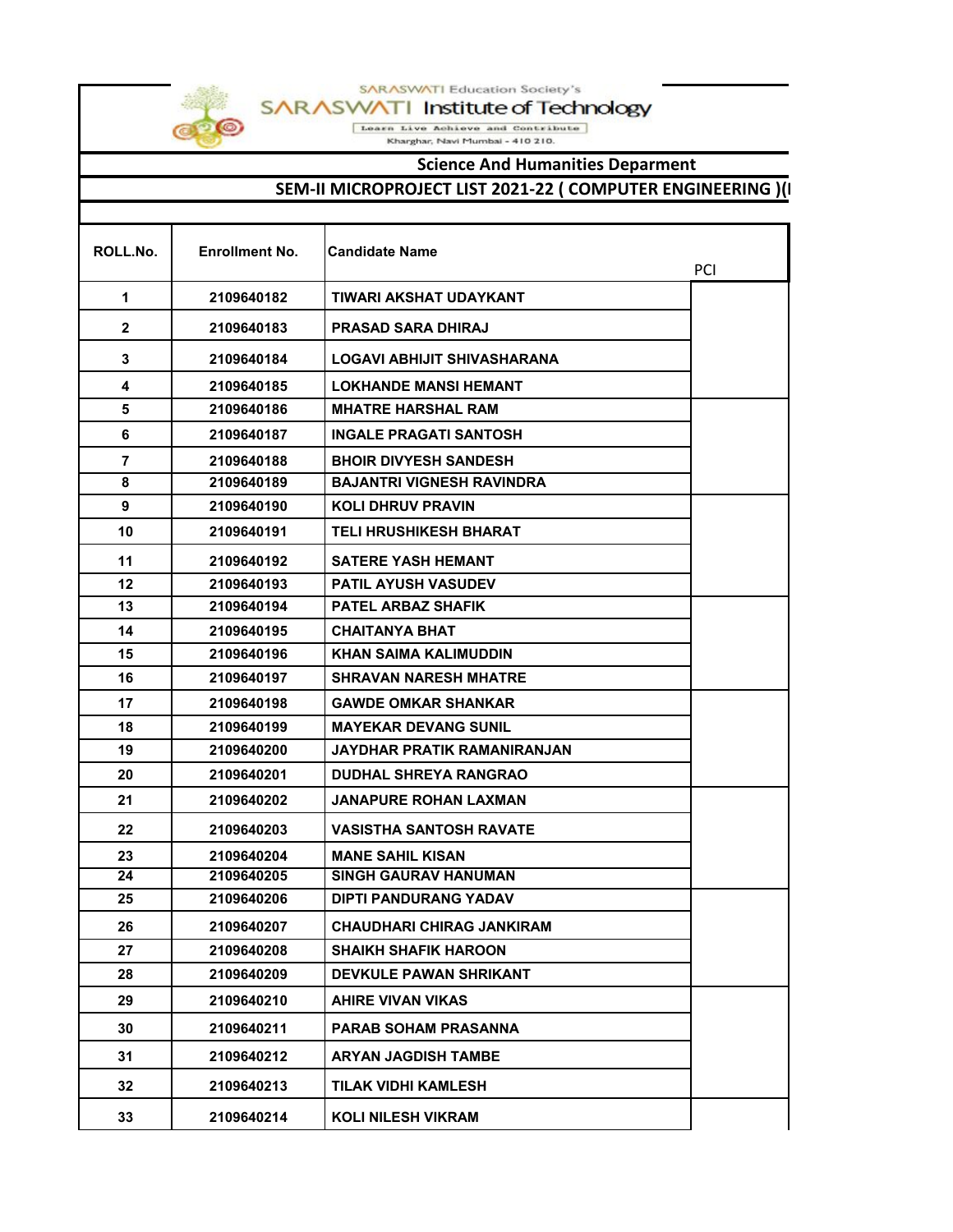SARASWATI Education Society's

SARASWATI Institute of Technology

Learn Live Achieve and Contribute

Kharghar, Navi Mumbai - 410 210.

## Science And Humanities Deparment

### SEM-II MICROPROJECT LIST 2021-22 ( COMPUTER ENGINEERING )(I

| ROLL.No. | Enrollment No. | Candidate Name | PCI |
|---|---|---|---|
| 1 | 2109640182 | TIWARI AKSHAT UDAYKANT | |
| 2 | 2109640183 | PRASAD SARA DHIRAJ | |
| 3 | 2109640184 | LOGAVI ABHIJIT SHIVASHARANA | |
| 4 | 2109640185 | LOKHANDE MANSI HEMANT | |
| 5 | 2109640186 | MHATRE HARSHAL RAM | |
| 6 | 2109640187 | INGALE PRAGATI SANTOSH | |
| 7 | 2109640188 | BHOIR DIVYESH SANDESH | |
| 8 | 2109640189 | BAJANTRI VIGNESH RAVINDRA | |
| 9 | 2109640190 | KOLI DHRUV PRAVIN | |
| 10 | 2109640191 | TELI HRUSHIKESH BHARAT | |
| 11 | 2109640192 | SATERE YASH HEMANT | |
| 12 | 2109640193 | PATIL AYUSH VASUDEV | |
| 13 | 2109640194 | PATEL ARBAZ SHAFIK | |
| 14 | 2109640195 | CHAITANYA BHAT | |
| 15 | 2109640196 | KHAN SAIMA KALIMUDDIN | |
| 16 | 2109640197 | SHRAVAN NARESH MHATRE | |
| 17 | 2109640198 | GAWDE OMKAR SHANKAR | |
| 18 | 2109640199 | MAYEKAR DEVANG SUNIL | |
| 19 | 2109640200 | JAYDHAR PRATIK RAMANIRANJAN | |
| 20 | 2109640201 | DUDHAL SHREYA RANGRAO | |
| 21 | 2109640202 | JANAPURE ROHAN LAXMAN | |
| 22 | 2109640203 | VASISTHA SANTOSH RAVATE | |
| 23 | 2109640204 | MANE SAHIL KISAN | |
| 24 | 2109640205 | SINGH GAURAV HANUMAN | |
| 25 | 2109640206 | DIPTI PANDURANG YADAV | |
| 26 | 2109640207 | CHAUDHARI CHIRAG JANKIRAM | |
| 27 | 2109640208 | SHAIKH SHAFIK HAROON | |
| 28 | 2109640209 | DEVKULE PAWAN SHRIKANT | |
| 29 | 2109640210 | AHIRE VIVAN VIKAS | |
| 30 | 2109640211 | PARAB SOHAM PRASANNA | |
| 31 | 2109640212 | ARYAN JAGDISH TAMBE | |
| 32 | 2109640213 | TILAK VIDHI KAMLESH | |
| 33 | 2109640214 | KOLI NILESH VIKRAM | |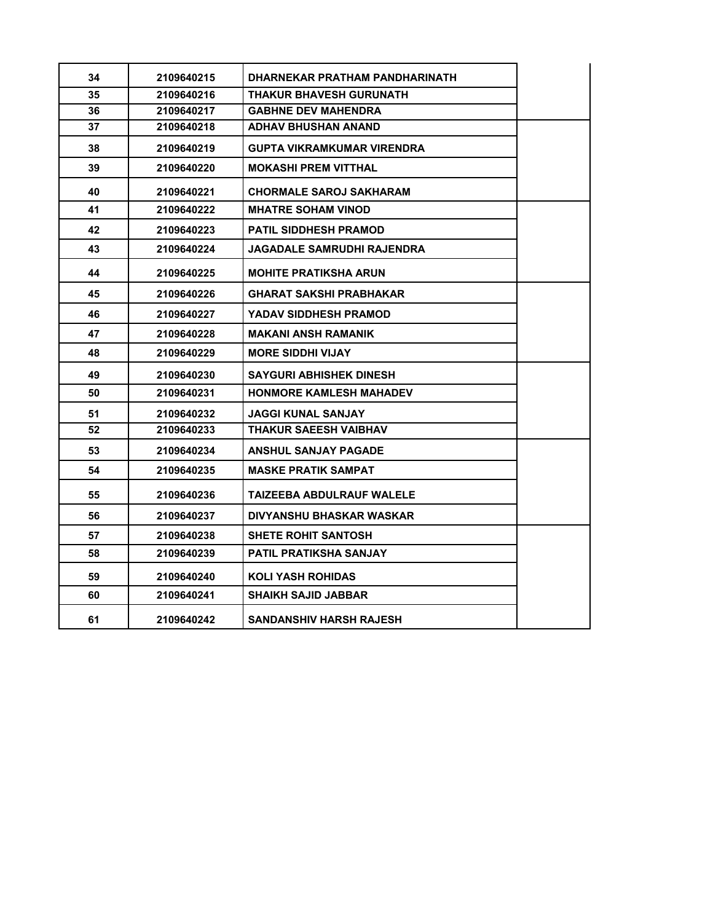| | | | |
|---|---|---|---|
| 34 | 2109640215 | DHARNEKAR PRATHAM PANDHARINATH | |
| 35 | 2109640216 | THAKUR BHAVESH GURUNATH | |
| 36 | 2109640217 | GABHNE DEV MAHENDRA | |
| 37 | 2109640218 | ADHAV BHUSHAN ANAND | |
| 38 | 2109640219 | GUPTA VIKRAMKUMAR VIRENDRA | |
| 39 | 2109640220 | MOKASHI PREM VITTHAL | |
| 40 | 2109640221 | CHORMALE SAROJ SAKHARAM | |
| 41 | 2109640222 | MHATRE SOHAM VINOD | |
| 42 | 2109640223 | PATIL SIDDHESH PRAMOD | |
| 43 | 2109640224 | JAGADALE SAMRUDHI RAJENDRA | |
| 44 | 2109640225 | MOHITE PRATIKSHA ARUN | |
| 45 | 2109640226 | GHARAT SAKSHI PRABHAKAR | |
| 46 | 2109640227 | YADAV SIDDHESH PRAMOD | |
| 47 | 2109640228 | MAKANI ANSH RAMANIK | |
| 48 | 2109640229 | MORE SIDDHI VIJAY | |
| 49 | 2109640230 | SAYGURI ABHISHEK DINESH | |
| 50 | 2109640231 | HONMORE KAMLESH MAHADEV | |
| 51 | 2109640232 | JAGGI KUNAL SANJAY | |
| 52 | 2109640233 | THAKUR SAEESH VAIBHAV | |
| 53 | 2109640234 | ANSHUL SANJAY PAGADE | |
| 54 | 2109640235 | MASKE PRATIK SAMPAT | |
| 55 | 2109640236 | TAIZEEBA ABDULRAUF WALELE | |
| 56 | 2109640237 | DIVYANSHU BHASKAR WASKAR | |
| 57 | 2109640238 | SHETE ROHIT SANTOSH | |
| 58 | 2109640239 | PATIL PRATIKSHA SANJAY | |
| 59 | 2109640240 | KOLI YASH ROHIDAS | |
| 60 | 2109640241 | SHAIKH SAJID JABBAR | |
| 61 | 2109640242 | SANDANSHIV HARSH RAJESH | |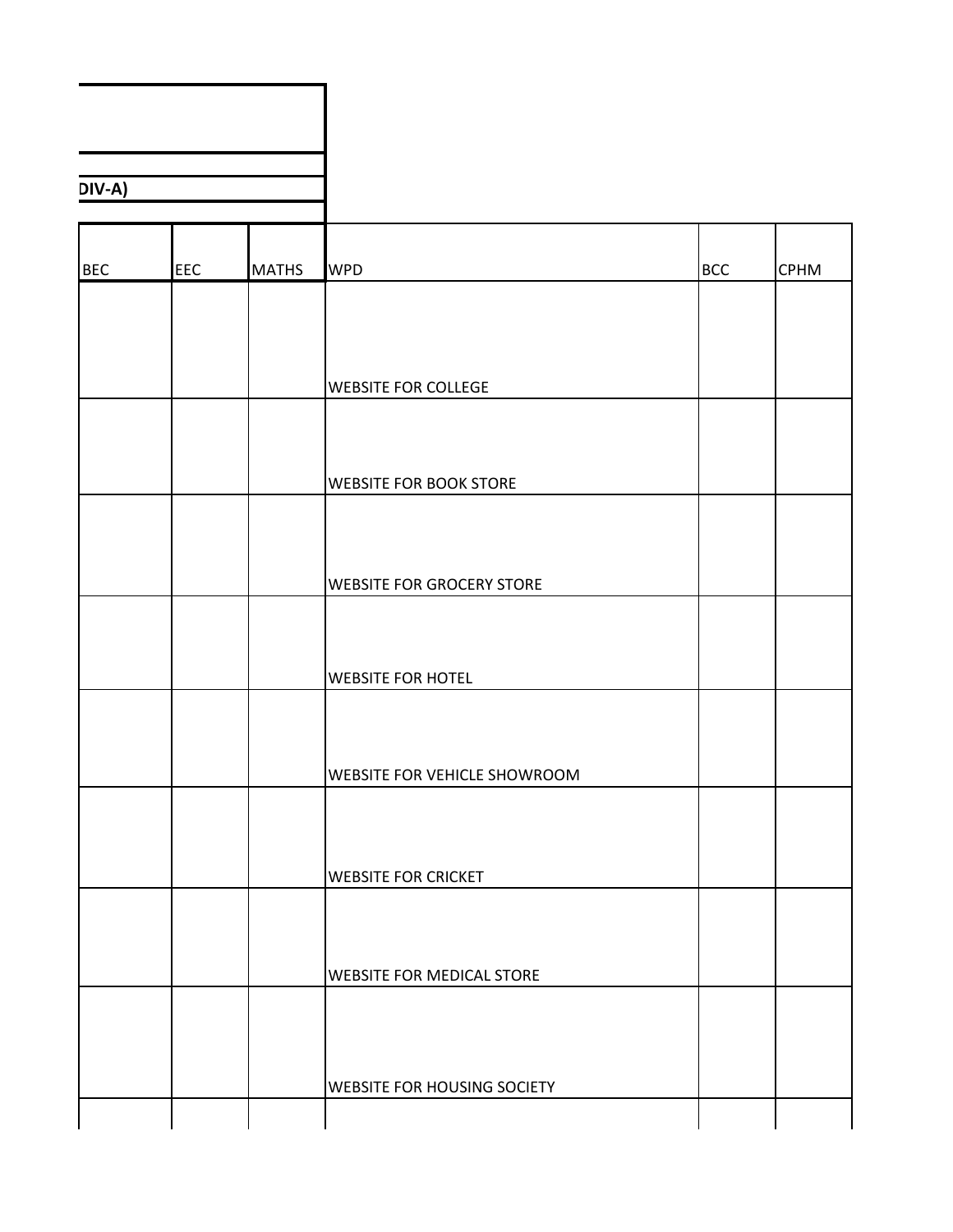DIV-A)

| BEC | EEC | MATHS | WPD | BCC | CPHM |
|---|---|---|---|---|---|
| | | | WEBSITE FOR COLLEGE | | |
| | | | WEBSITE FOR BOOK STORE | | |
| | | | WEBSITE FOR GROCERY STORE | | |
| | | | WEBSITE FOR HOTEL | | |
| | | | WEBSITE FOR VEHICLE SHOWROOM | | |
| | | | WEBSITE FOR CRICKET | | |
| | | | WEBSITE FOR MEDICAL STORE | | |
| | | | WEBSITE FOR HOUSING SOCIETY | | |
| | | | | | |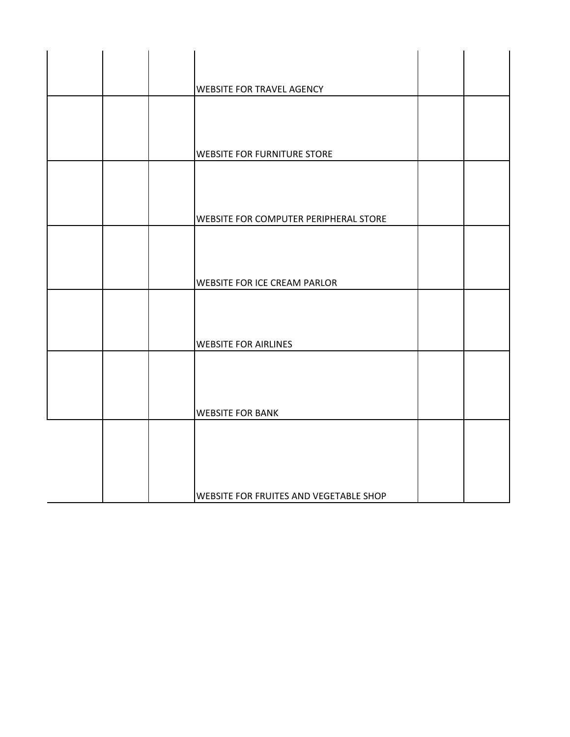| | | | | | |
|---|---|---|---|---|---|
| | | | WEBSITE FOR TRAVEL AGENCY | | |
| | | | WEBSITE FOR FURNITURE STORE | | |
| | | | WEBSITE FOR COMPUTER PERIPHERAL STORE | | |
| | | | WEBSITE FOR ICE CREAM PARLOR | | |
| | | | WEBSITE FOR AIRLINES | | |
| | | | WEBSITE FOR BANK | | |
| | | | WEBSITE FOR FRUITES AND VEGETABLE SHOP | | |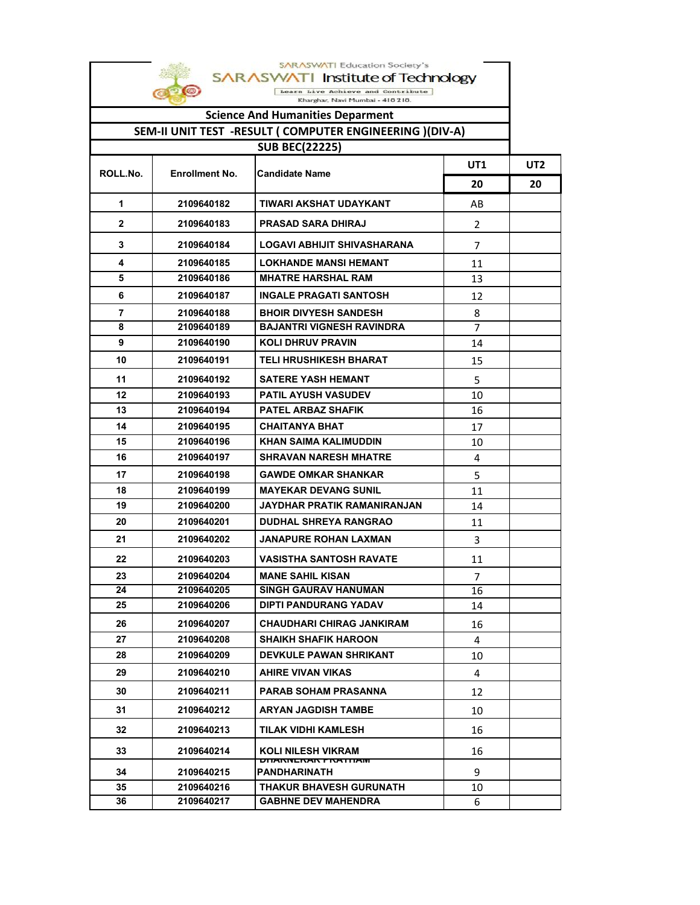SARASWATI Education Society's

SARASWATI Institute of Technology

Learn Live Achieve and Contribute

Kharghar, Navi Mumbai - 410 210.

## Science And Humanities Deparment

## SEM-II UNIT TEST -RESULT ( COMPUTER ENGINEERING )(DIV-A)

## SUB BEC(22225)

| ROLL.No. | Enrollment No. | Candidate Name | UT1 | UT2 |
|---|---|---|---|---|
| | | | 20 | 20 |
| 1 | 2109640182 | TIWARI AKSHAT UDAYKANT | AB | |
| 2 | 2109640183 | PRASAD SARA DHIRAJ | 2 | |
| 3 | 2109640184 | LOGAVI ABHIJIT SHIVASHARANA | 7 | |
| 4 | 2109640185 | LOKHANDE MANSI HEMANT | 11 | |
| 5 | 2109640186 | MHATRE HARSHAL RAM | 13 | |
| 6 | 2109640187 | INGALE PRAGATI SANTOSH | 12 | |
| 7 | 2109640188 | BHOIR DIVYESH SANDESH | 8 | |
| 8 | 2109640189 | BAJANTRI VIGNESH RAVINDRA | 7 | |
| 9 | 2109640190 | KOLI DHRUV PRAVIN | 14 | |
| 10 | 2109640191 | TELI HRUSHIKESH BHARAT | 15 | |
| 11 | 2109640192 | SATERE YASH HEMANT | 5 | |
| 12 | 2109640193 | PATIL AYUSH VASUDEV | 10 | |
| 13 | 2109640194 | PATEL ARBAZ SHAFIK | 16 | |
| 14 | 2109640195 | CHAITANYA BHAT | 17 | |
| 15 | 2109640196 | KHAN SAIMA KALIMUDDIN | 10 | |
| 16 | 2109640197 | SHRAVAN NARESH MHATRE | 4 | |
| 17 | 2109640198 | GAWDE OMKAR SHANKAR | 5 | |
| 18 | 2109640199 | MAYEKAR DEVANG SUNIL | 11 | |
| 19 | 2109640200 | JAYDHAR PRATIK RAMANIRANJAN | 14 | |
| 20 | 2109640201 | DUDHAL SHREYA RANGRAO | 11 | |
| 21 | 2109640202 | JANAPURE ROHAN LAXMAN | 3 | |
| 22 | 2109640203 | VASISTHA SANTOSH RAVATE | 11 | |
| 23 | 2109640204 | MANE SAHIL KISAN | 7 | |
| 24 | 2109640205 | SINGH GAURAV HANUMAN | 16 | |
| 25 | 2109640206 | DIPTI PANDURANG YADAV | 14 | |
| 26 | 2109640207 | CHAUDHARI CHIRAG JANKIRAM | 16 | |
| 27 | 2109640208 | SHAIKH SHAFIK HAROON | 4 | |
| 28 | 2109640209 | DEVKULE PAWAN SHRIKANT | 10 | |
| 29 | 2109640210 | AHIRE VIVAN VIKAS | 4 | |
| 30 | 2109640211 | PARAB SOHAM PRASANNA | 12 | |
| 31 | 2109640212 | ARYAN JAGDISH TAMBE | 10 | |
| 32 | 2109640213 | TILAK VIDHI KAMLESH | 16 | |
| 33 | 2109640214 | KOLI NILESH VIKRAM | 16 | |
| 34 | 2109640215 | DHARNEKAR PRATHAM PANDHARINATH | 9 | |
| 35 | 2109640216 | THAKUR BHAVESH GURUNATH | 10 | |
| 36 | 2109640217 | GABHNE DEV MAHENDRA | 6 | |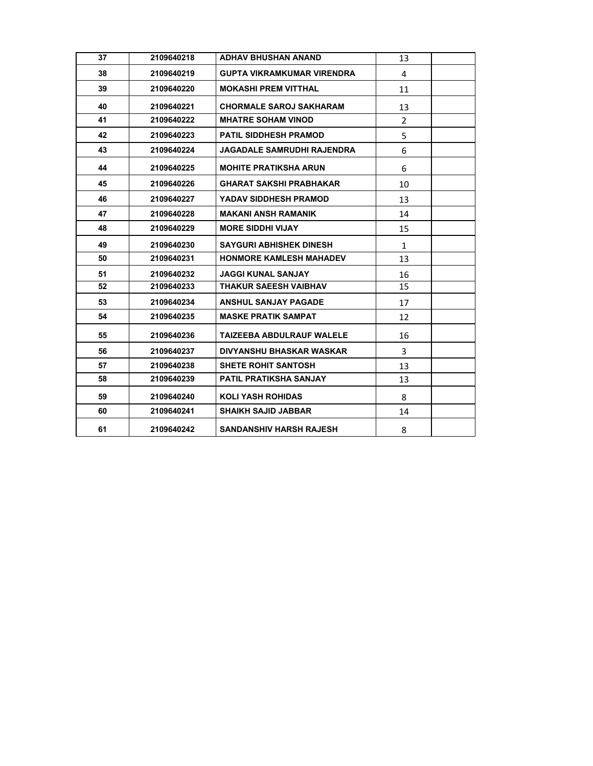| 37 | 2109640218 | ADHAV BHUSHAN ANAND | 13 | |
|---|---|---|---|---|
| 38 | 2109640219 | GUPTA VIKRAMKUMAR VIRENDRA | 4 | |
| 39 | 2109640220 | MOKASHI PREM VITTHAL | 11 | |
| 40 | 2109640221 | CHORMALE SAROJ SAKHARAM | 13 | |
| 41 | 2109640222 | MHATRE SOHAM VINOD | 2 | |
| 42 | 2109640223 | PATIL SIDDHESH PRAMOD | 5 | |
| 43 | 2109640224 | JAGADALE SAMRUDHI RAJENDRA | 6 | |
| 44 | 2109640225 | MOHITE PRATIKSHA ARUN | 6 | |
| 45 | 2109640226 | GHARAT SAKSHI PRABHAKAR | 10 | |
| 46 | 2109640227 | YADAV SIDDHESH PRAMOD | 13 | |
| 47 | 2109640228 | MAKANI ANSH RAMANIK | 14 | |
| 48 | 2109640229 | MORE SIDDHI VIJAY | 15 | |
| 49 | 2109640230 | SAYGURI ABHISHEK DINESH | 1 | |
| 50 | 2109640231 | HONMORE KAMLESH MAHADEV | 13 | |
| 51 | 2109640232 | JAGGI KUNAL SANJAY | 16 | |
| 52 | 2109640233 | THAKUR SAEESH VAIBHAV | 15 | |
| 53 | 2109640234 | ANSHUL SANJAY PAGADE | 17 | |
| 54 | 2109640235 | MASKE PRATIK SAMPAT | 12 | |
| 55 | 2109640236 | TAIZEEBA ABDULRAUF WALELE | 16 | |
| 56 | 2109640237 | DIVYANSHU BHASKAR WASKAR | 3 | |
| 57 | 2109640238 | SHETE ROHIT SANTOSH | 13 | |
| 58 | 2109640239 | PATIL PRATIKSHA SANJAY | 13 | |
| 59 | 2109640240 | KOLI YASH ROHIDAS | 8 | |
| 60 | 2109640241 | SHAIKH SAJID JABBAR | 14 | |
| 61 | 2109640242 | SANDANSHIV HARSH RAJESH | 8 | |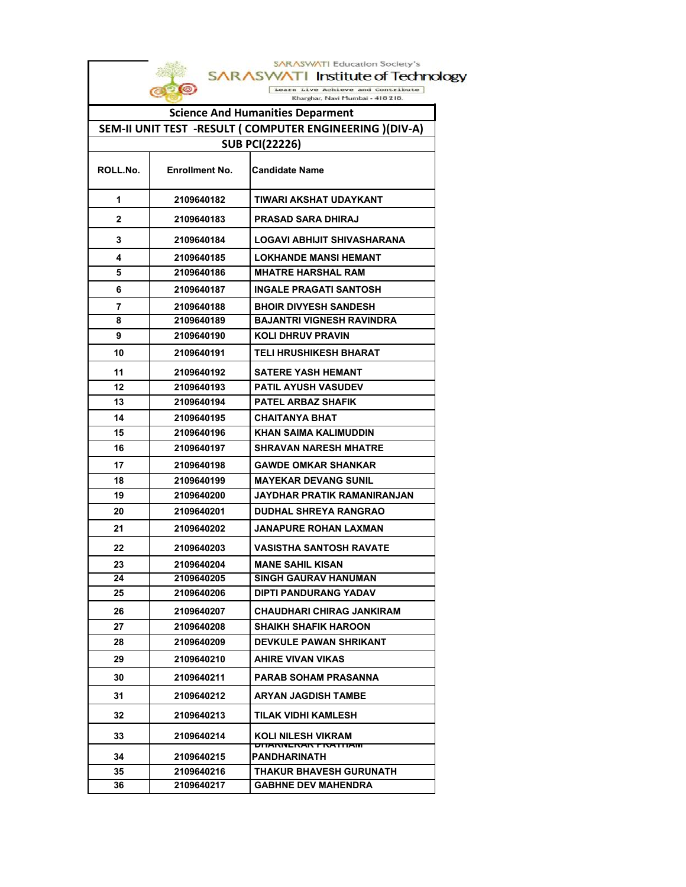SARASWATI Education Society's

# SARASWATI Institute of Technology

Learn Live Achieve and Contribute

Kharghar, Navi Mumbai - 410 210.

## Science And Humanities Deparment

### SEM-II UNIT TEST -RESULT ( COMPUTER ENGINEERING )(DIV-A)

### SUB PCI(22226)

| ROLL.No. | Enrollment No. | Candidate Name |
|---|---|---|
| 1 | 2109640182 | TIWARI AKSHAT UDAYKANT |
| 2 | 2109640183 | PRASAD SARA DHIRAJ |
| 3 | 2109640184 | LOGAVI ABHIJIT SHIVASHARANA |
| 4 | 2109640185 | LOKHANDE MANSI HEMANT |
| 5 | 2109640186 | MHATRE HARSHAL RAM |
| 6 | 2109640187 | INGALE PRAGATI SANTOSH |
| 7 | 2109640188 | BHOIR DIVYESH SANDESH |
| 8 | 2109640189 | BAJANTRI VIGNESH RAVINDRA |
| 9 | 2109640190 | KOLI DHRUV PRAVIN |
| 10 | 2109640191 | TELI HRUSHIKESH BHARAT |
| 11 | 2109640192 | SATERE YASH HEMANT |
| 12 | 2109640193 | PATIL AYUSH VASUDEV |
| 13 | 2109640194 | PATEL ARBAZ SHAFIK |
| 14 | 2109640195 | CHAITANYA BHAT |
| 15 | 2109640196 | KHAN SAIMA KALIMUDDIN |
| 16 | 2109640197 | SHRAVAN NARESH MHATRE |
| 17 | 2109640198 | GAWDE OMKAR SHANKAR |
| 18 | 2109640199 | MAYEKAR DEVANG SUNIL |
| 19 | 2109640200 | JAYDHAR PRATIK RAMANIRANJAN |
| 20 | 2109640201 | DUDHAL SHREYA RANGRAO |
| 21 | 2109640202 | JANAPURE ROHAN LAXMAN |
| 22 | 2109640203 | VASISTHA SANTOSH RAVATE |
| 23 | 2109640204 | MANE SAHIL KISAN |
| 24 | 2109640205 | SINGH GAURAV HANUMAN |
| 25 | 2109640206 | DIPTI PANDURANG YADAV |
| 26 | 2109640207 | CHAUDHARI CHIRAG JANKIRAM |
| 27 | 2109640208 | SHAIKH SHAFIK HAROON |
| 28 | 2109640209 | DEVKULE PAWAN SHRIKANT |
| 29 | 2109640210 | AHIRE VIVAN VIKAS |
| 30 | 2109640211 | PARAB SOHAM PRASANNA |
| 31 | 2109640212 | ARYAN JAGDISH TAMBE |
| 32 | 2109640213 | TILAK VIDHI KAMLESH |
| 33 | 2109640214 | KOLI NILESH VIKRAM |
| 34 | 2109640215 | DHARNEKAR PRATHAM PANDHARINATH |
| 35 | 2109640216 | THAKUR BHAVESH GURUNATH |
| 36 | 2109640217 | GABHNE DEV MAHENDRA |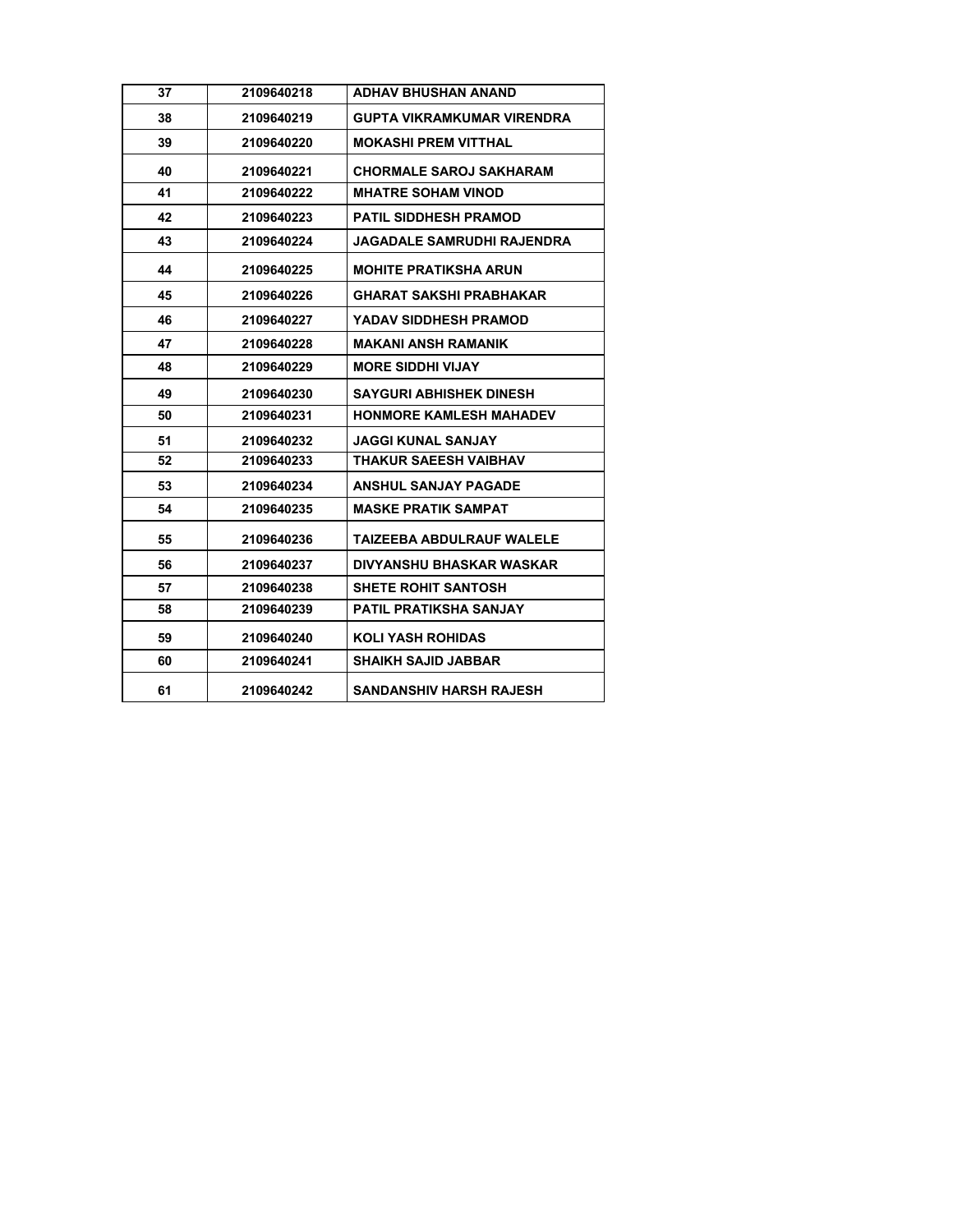| | | |
|---|---|---|
| 37 | 2109640218 | ADHAV BHUSHAN ANAND |
| 38 | 2109640219 | GUPTA VIKRAMKUMAR VIRENDRA |
| 39 | 2109640220 | MOKASHI PREM VITTHAL |
| 40 | 2109640221 | CHORMALE SAROJ SAKHARAM |
| 41 | 2109640222 | MHATRE SOHAM VINOD |
| 42 | 2109640223 | PATIL SIDDHESH PRAMOD |
| 43 | 2109640224 | JAGADALE SAMRUDHI RAJENDRA |
| 44 | 2109640225 | MOHITE PRATIKSHA ARUN |
| 45 | 2109640226 | GHARAT SAKSHI PRABHAKAR |
| 46 | 2109640227 | YADAV SIDDHESH PRAMOD |
| 47 | 2109640228 | MAKANI ANSH RAMANIK |
| 48 | 2109640229 | MORE SIDDHI VIJAY |
| 49 | 2109640230 | SAYGURI ABHISHEK DINESH |
| 50 | 2109640231 | HONMORE KAMLESH MAHADEV |
| 51 | 2109640232 | JAGGI KUNAL SANJAY |
| 52 | 2109640233 | THAKUR SAEESH VAIBHAV |
| 53 | 2109640234 | ANSHUL SANJAY PAGADE |
| 54 | 2109640235 | MASKE PRATIK SAMPAT |
| 55 | 2109640236 | TAIZEEBA ABDULRAUF WALELE |
| 56 | 2109640237 | DIVYANSHU BHASKAR WASKAR |
| 57 | 2109640238 | SHETE ROHIT SANTOSH |
| 58 | 2109640239 | PATIL PRATIKSHA SANJAY |
| 59 | 2109640240 | KOLI YASH ROHIDAS |
| 60 | 2109640241 | SHAIKH SAJID JABBAR |
| 61 | 2109640242 | SANDANSHIV HARSH RAJESH |